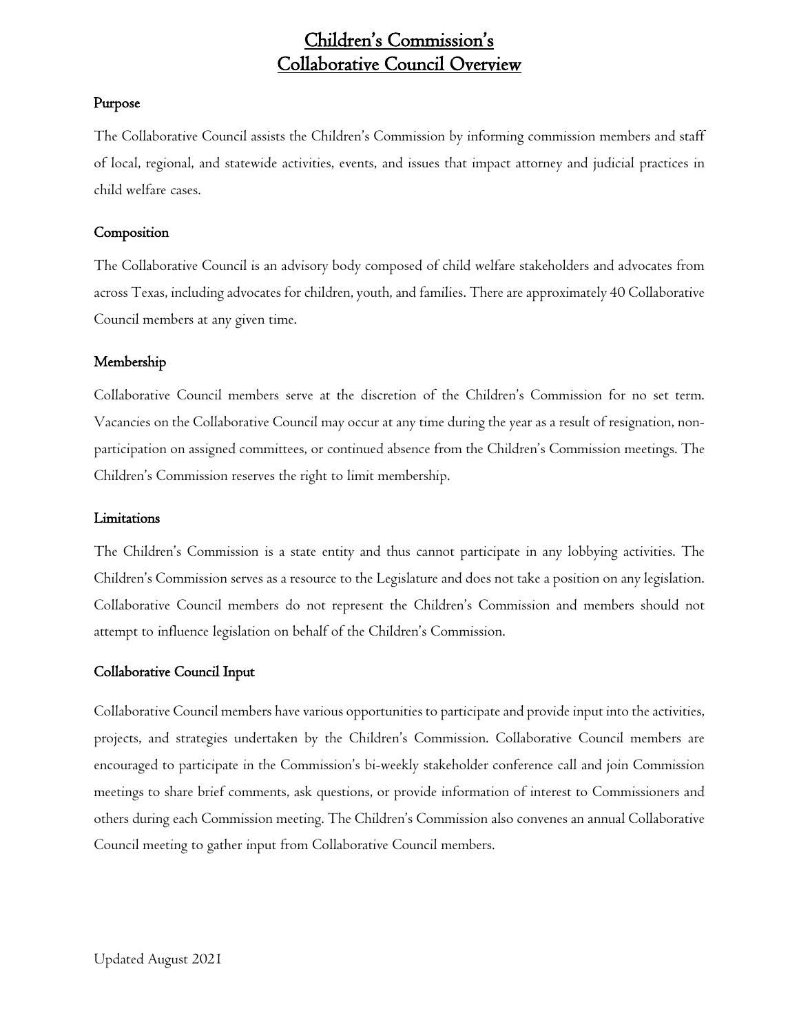# Children's Commission's
# Collaborative Council Overview

## Purpose

The Collaborative Council assists the Children's Commission by informing commission members and staff of local, regional, and statewide activities, events, and issues that impact attorney and judicial practices in child welfare cases.

## Composition

The Collaborative Council is an advisory body composed of child welfare stakeholders and advocates from across Texas, including advocates for children, youth, and families. There are approximately 40 Collaborative Council members at any given time.

## Membership

Collaborative Council members serve at the discretion of the Children's Commission for no set term. Vacancies on the Collaborative Council may occur at any time during the year as a result of resignation, non-participation on assigned committees, or continued absence from the Children's Commission meetings. The Children's Commission reserves the right to limit membership.

## Limitations

The Children's Commission is a state entity and thus cannot participate in any lobbying activities. The Children's Commission serves as a resource to the Legislature and does not take a position on any legislation. Collaborative Council members do not represent the Children's Commission and members should not attempt to influence legislation on behalf of the Children's Commission.

## Collaborative Council Input

Collaborative Council members have various opportunities to participate and provide input into the activities, projects, and strategies undertaken by the Children's Commission. Collaborative Council members are encouraged to participate in the Commission's bi-weekly stakeholder conference call and join Commission meetings to share brief comments, ask questions, or provide information of interest to Commissioners and others during each Commission meeting. The Children's Commission also convenes an annual Collaborative Council meeting to gather input from Collaborative Council members.

Updated August 2021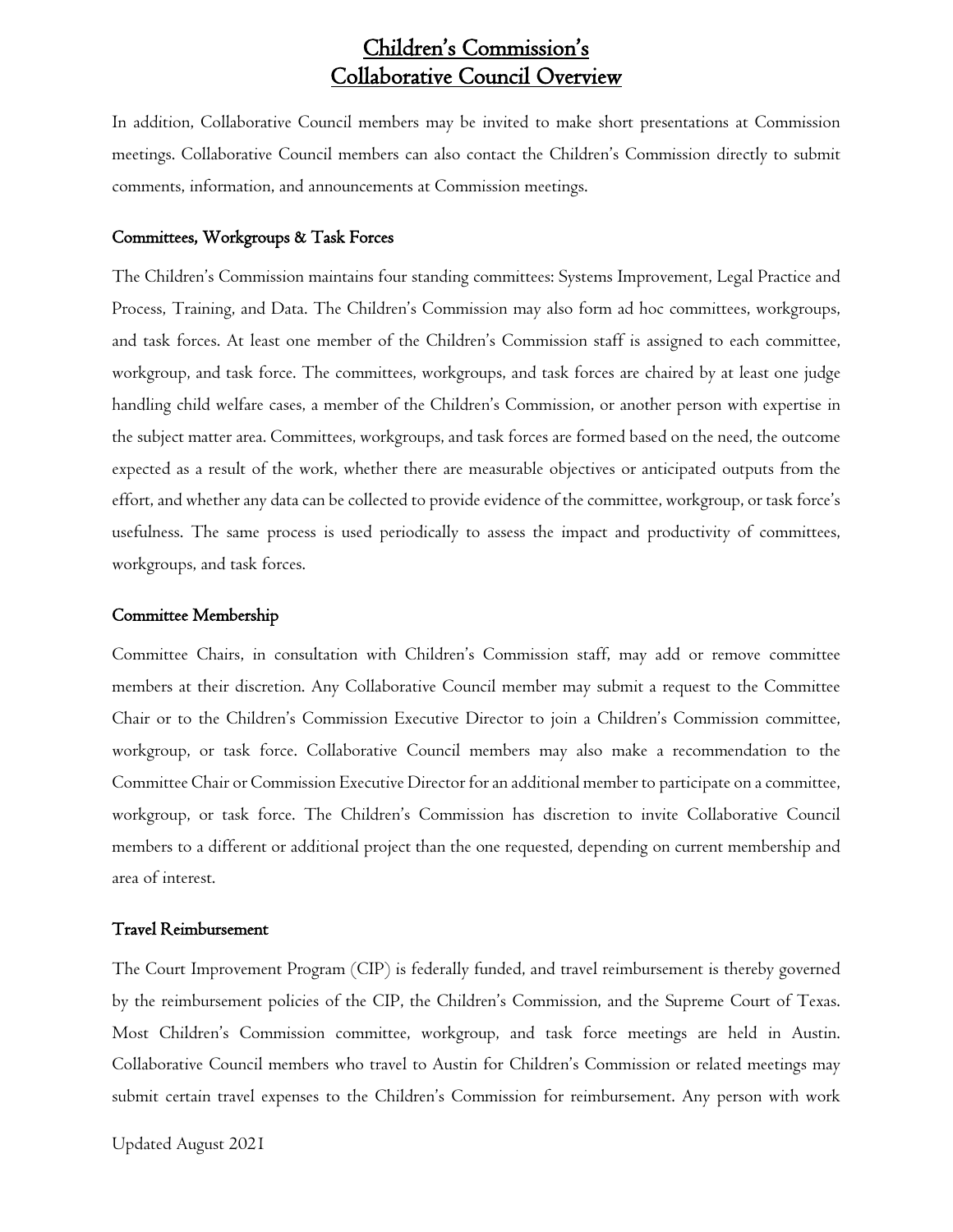# Children's Commission's Collaborative Council Overview

In addition, Collaborative Council members may be invited to make short presentations at Commission meetings. Collaborative Council members can also contact the Children's Commission directly to submit comments, information, and announcements at Commission meetings.

### Committees, Workgroups & Task Forces

The Children's Commission maintains four standing committees: Systems Improvement, Legal Practice and Process, Training, and Data. The Children's Commission may also form ad hoc committees, workgroups, and task forces. At least one member of the Children's Commission staff is assigned to each committee, workgroup, and task force. The committees, workgroups, and task forces are chaired by at least one judge handling child welfare cases, a member of the Children's Commission, or another person with expertise in the subject matter area. Committees, workgroups, and task forces are formed based on the need, the outcome expected as a result of the work, whether there are measurable objectives or anticipated outputs from the effort, and whether any data can be collected to provide evidence of the committee, workgroup, or task force's usefulness. The same process is used periodically to assess the impact and productivity of committees, workgroups, and task forces.

### Committee Membership

Committee Chairs, in consultation with Children's Commission staff, may add or remove committee members at their discretion. Any Collaborative Council member may submit a request to the Committee Chair or to the Children's Commission Executive Director to join a Children's Commission committee, workgroup, or task force. Collaborative Council members may also make a recommendation to the Committee Chair or Commission Executive Director for an additional member to participate on a committee, workgroup, or task force. The Children's Commission has discretion to invite Collaborative Council members to a different or additional project than the one requested, depending on current membership and area of interest.

### Travel Reimbursement

The Court Improvement Program (CIP) is federally funded, and travel reimbursement is thereby governed by the reimbursement policies of the CIP, the Children's Commission, and the Supreme Court of Texas. Most Children's Commission committee, workgroup, and task force meetings are held in Austin. Collaborative Council members who travel to Austin for Children's Commission or related meetings may submit certain travel expenses to the Children's Commission for reimbursement. Any person with work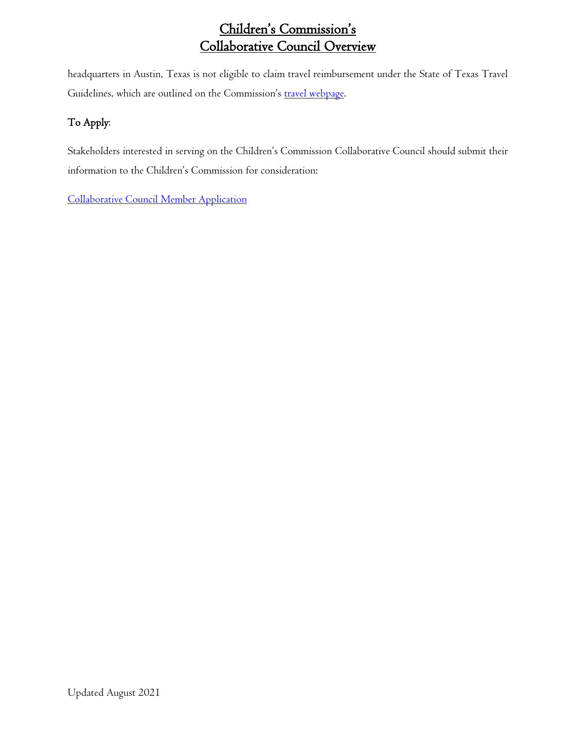headquarters in Austin, Texas is not eligible to claim travel reimbursement under the State of Texas Travel Guidelines, which are outlined on the Commission's travel webpage.

## To Apply:

Stakeholders interested in serving on the Children's Commission Collaborative Council should submit their information to the Children's Commission for consideration:

Collaborative Council Member Application

Updated August 2021